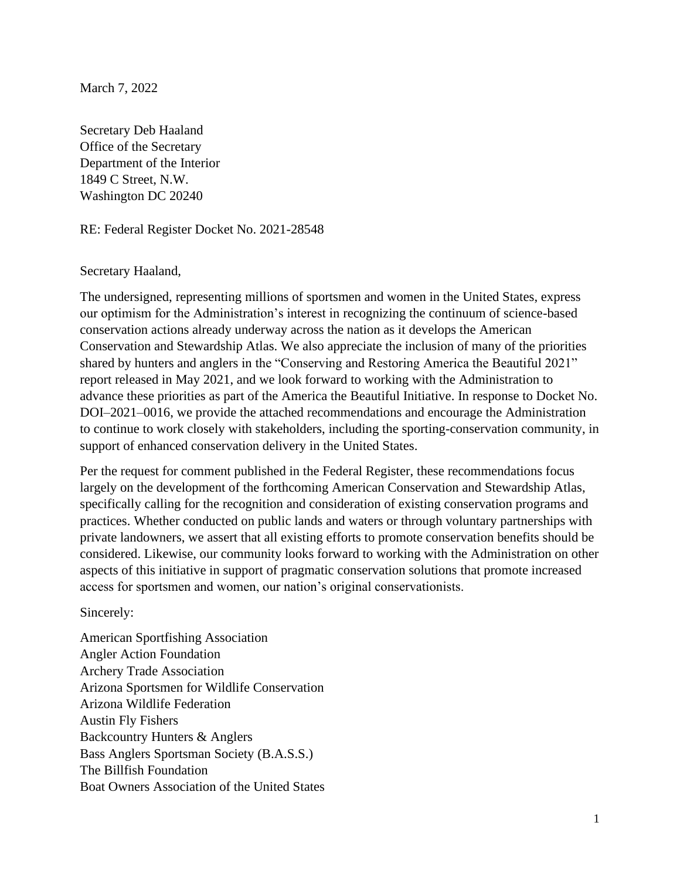March 7, 2022

Secretary Deb Haaland
Office of the Secretary
Department of the Interior
1849 C Street, N.W.
Washington DC 20240

RE: Federal Register Docket No. 2021-28548

Secretary Haaland,

The undersigned, representing millions of sportsmen and women in the United States, express our optimism for the Administration's interest in recognizing the continuum of science-based conservation actions already underway across the nation as it develops the American Conservation and Stewardship Atlas. We also appreciate the inclusion of many of the priorities shared by hunters and anglers in the "Conserving and Restoring America the Beautiful 2021" report released in May 2021, and we look forward to working with the Administration to advance these priorities as part of the America the Beautiful Initiative. In response to Docket No. DOI–2021–0016, we provide the attached recommendations and encourage the Administration to continue to work closely with stakeholders, including the sporting-conservation community, in support of enhanced conservation delivery in the United States.

Per the request for comment published in the Federal Register, these recommendations focus largely on the development of the forthcoming American Conservation and Stewardship Atlas, specifically calling for the recognition and consideration of existing conservation programs and practices. Whether conducted on public lands and waters or through voluntary partnerships with private landowners, we assert that all existing efforts to promote conservation benefits should be considered. Likewise, our community looks forward to working with the Administration on other aspects of this initiative in support of pragmatic conservation solutions that promote increased access for sportsmen and women, our nation's original conservationists.

Sincerely:

American Sportfishing Association
Angler Action Foundation
Archery Trade Association
Arizona Sportsmen for Wildlife Conservation
Arizona Wildlife Federation
Austin Fly Fishers
Backcountry Hunters & Anglers
Bass Anglers Sportsman Society (B.A.S.S.)
The Billfish Foundation
Boat Owners Association of the United States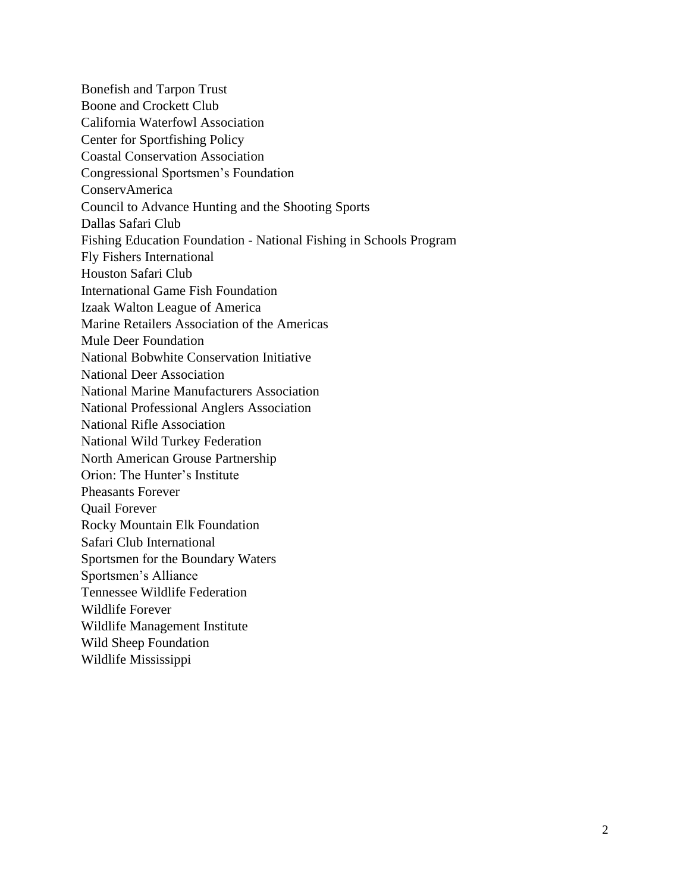Bonefish and Tarpon Trust
Boone and Crockett Club
California Waterfowl Association
Center for Sportfishing Policy
Coastal Conservation Association
Congressional Sportsmen's Foundation
ConservAmerica
Council to Advance Hunting and the Shooting Sports
Dallas Safari Club
Fishing Education Foundation - National Fishing in Schools Program
Fly Fishers International
Houston Safari Club
International Game Fish Foundation
Izaak Walton League of America
Marine Retailers Association of the Americas
Mule Deer Foundation
National Bobwhite Conservation Initiative
National Deer Association
National Marine Manufacturers Association
National Professional Anglers Association
National Rifle Association
National Wild Turkey Federation
North American Grouse Partnership
Orion: The Hunter's Institute
Pheasants Forever
Quail Forever
Rocky Mountain Elk Foundation
Safari Club International
Sportsmen for the Boundary Waters
Sportsmen's Alliance
Tennessee Wildlife Federation
Wildlife Forever
Wildlife Management Institute
Wild Sheep Foundation
Wildlife Mississippi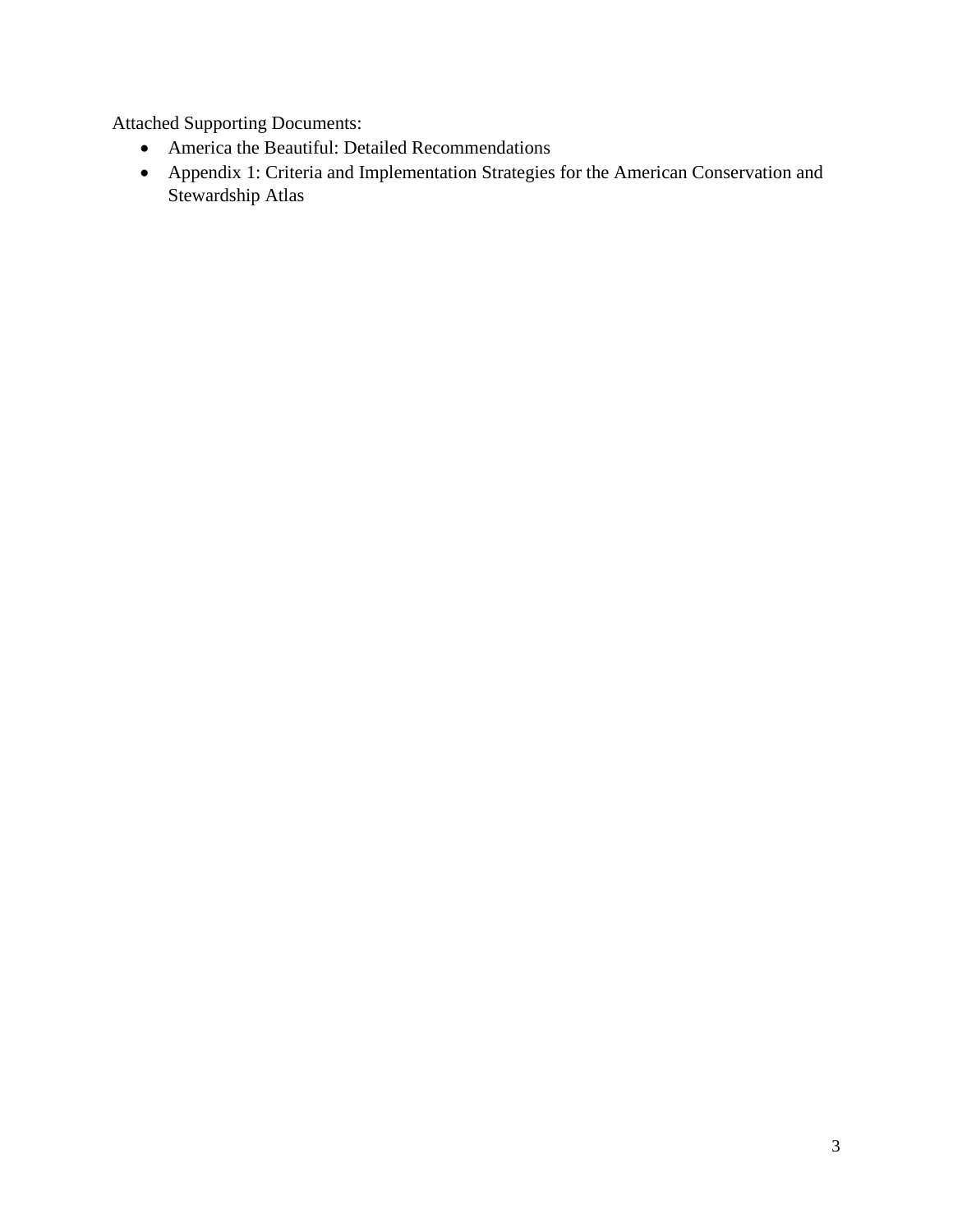Attached Supporting Documents:

- America the Beautiful: Detailed Recommendations
- Appendix 1: Criteria and Implementation Strategies for the American Conservation and Stewardship Atlas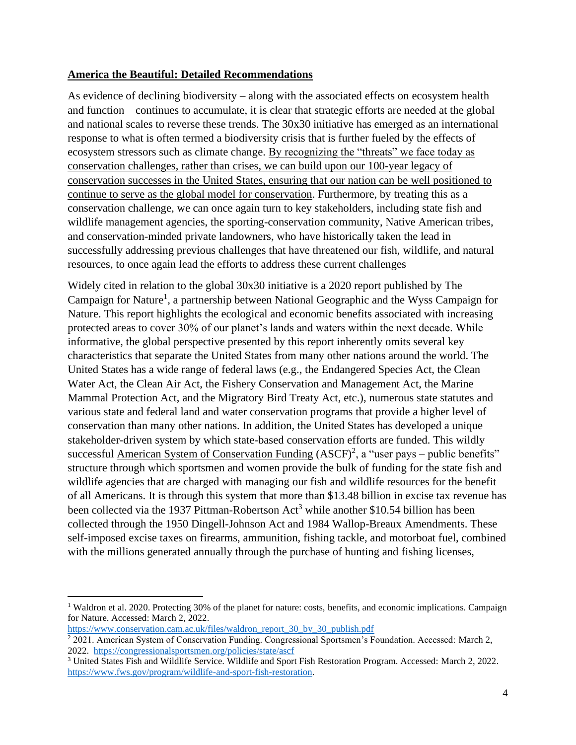## **America the Beautiful: Detailed Recommendations**

As evidence of declining biodiversity – along with the associated effects on ecosystem health and function – continues to accumulate, it is clear that strategic efforts are needed at the global and national scales to reverse these trends. The 30x30 initiative has emerged as an international response to what is often termed a biodiversity crisis that is further fueled by the effects of ecosystem stressors such as climate change. By recognizing the "threats" we face today as conservation challenges, rather than crises, we can build upon our 100-year legacy of conservation successes in the United States, ensuring that our nation can be well positioned to continue to serve as the global model for conservation. Furthermore, by treating this as a conservation challenge, we can once again turn to key stakeholders, including state fish and wildlife management agencies, the sporting-conservation community, Native American tribes, and conservation-minded private landowners, who have historically taken the lead in successfully addressing previous challenges that have threatened our fish, wildlife, and natural resources, to once again lead the efforts to address these current challenges

Widely cited in relation to the global 30x30 initiative is a 2020 report published by The Campaign for Nature[1], a partnership between National Geographic and the Wyss Campaign for Nature. This report highlights the ecological and economic benefits associated with increasing protected areas to cover 30% of our planet's lands and waters within the next decade. While informative, the global perspective presented by this report inherently omits several key characteristics that separate the United States from many other nations around the world. The United States has a wide range of federal laws (e.g., the Endangered Species Act, the Clean Water Act, the Clean Air Act, the Fishery Conservation and Management Act, the Marine Mammal Protection Act, and the Migratory Bird Treaty Act, etc.), numerous state statutes and various state and federal land and water conservation programs that provide a higher level of conservation than many other nations. In addition, the United States has developed a unique stakeholder-driven system by which state-based conservation efforts are funded. This wildly successful American System of Conservation Funding (ASCF)[2], a "user pays – public benefits" structure through which sportsmen and women provide the bulk of funding for the state fish and wildlife agencies that are charged with managing our fish and wildlife resources for the benefit of all Americans. It is through this system that more than $13.48 billion in excise tax revenue has been collected via the 1937 Pittman-Robertson Act[3] while another $10.54 billion has been collected through the 1950 Dingell-Johnson Act and 1984 Wallop-Breaux Amendments. These self-imposed excise taxes on firearms, ammunition, fishing tackle, and motorboat fuel, combined with the millions generated annually through the purchase of hunting and fishing licenses,

---

[1] Waldron et al. 2020. Protecting 30% of the planet for nature: costs, benefits, and economic implications. Campaign for Nature. Accessed: March 2, 2022. https://www.conservation.cam.ac.uk/files/waldron_report_30_by_30_publish.pdf

[2] 2021. American System of Conservation Funding. Congressional Sportsmen's Foundation. Accessed: March 2, 2022. https://congressionalsportsmen.org/policies/state/ascf

[3] United States Fish and Wildlife Service. Wildlife and Sport Fish Restoration Program. Accessed: March 2, 2022. https://www.fws.gov/program/wildlife-and-sport-fish-restoration.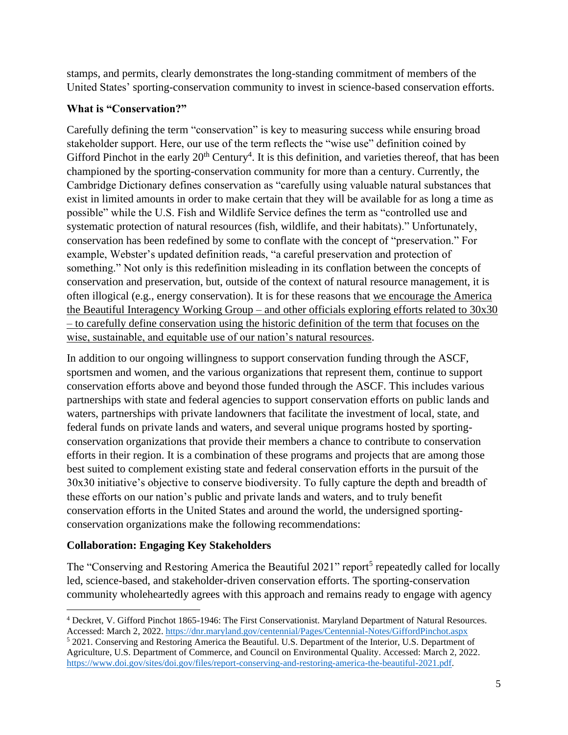stamps, and permits, clearly demonstrates the long-standing commitment of members of the United States' sporting-conservation community to invest in science-based conservation efforts.

**What is "Conservation?"**

Carefully defining the term "conservation" is key to measuring success while ensuring broad stakeholder support. Here, our use of the term reflects the "wise use" definition coined by Gifford Pinchot in the early 20th Century[4]. It is this definition, and varieties thereof, that has been championed by the sporting-conservation community for more than a century. Currently, the Cambridge Dictionary defines conservation as "carefully using valuable natural substances that exist in limited amounts in order to make certain that they will be available for as long a time as possible" while the U.S. Fish and Wildlife Service defines the term as "controlled use and systematic protection of natural resources (fish, wildlife, and their habitats)." Unfortunately, conservation has been redefined by some to conflate with the concept of "preservation." For example, Webster's updated definition reads, "a careful preservation and protection of something." Not only is this redefinition misleading in its conflation between the concepts of conservation and preservation, but, outside of the context of natural resource management, it is often illogical (e.g., energy conservation). It is for these reasons that <u>we encourage the America the Beautiful Interagency Working Group – and other officials exploring efforts related to 30x30 – to carefully define conservation using the historic definition of the term that focuses on the wise, sustainable, and equitable use of our nation's natural resources</u>.

In addition to our ongoing willingness to support conservation funding through the ASCF, sportsmen and women, and the various organizations that represent them, continue to support conservation efforts above and beyond those funded through the ASCF. This includes various partnerships with state and federal agencies to support conservation efforts on public lands and waters, partnerships with private landowners that facilitate the investment of local, state, and federal funds on private lands and waters, and several unique programs hosted by sporting-conservation organizations that provide their members a chance to contribute to conservation efforts in their region. It is a combination of these programs and projects that are among those best suited to complement existing state and federal conservation efforts in the pursuit of the 30x30 initiative's objective to conserve biodiversity. To fully capture the depth and breadth of these efforts on our nation's public and private lands and waters, and to truly benefit conservation efforts in the United States and around the world, the undersigned sporting-conservation organizations make the following recommendations:

**Collaboration: Engaging Key Stakeholders**

The "Conserving and Restoring America the Beautiful 2021" report[5] repeatedly called for locally led, science-based, and stakeholder-driven conservation efforts. The sporting-conservation community wholeheartedly agrees with this approach and remains ready to engage with agency

---

[4] Deckret, V. Gifford Pinchot 1865-1946: The First Conservationist. Maryland Department of Natural Resources. Accessed: March 2, 2022. https://dnr.maryland.gov/centennial/Pages/Centennial-Notes/GiffordPinchot.aspx

[5] 2021. Conserving and Restoring America the Beautiful. U.S. Department of the Interior, U.S. Department of Agriculture, U.S. Department of Commerce, and Council on Environmental Quality. Accessed: March 2, 2022. https://www.doi.gov/sites/doi.gov/files/report-conserving-and-restoring-america-the-beautiful-2021.pdf.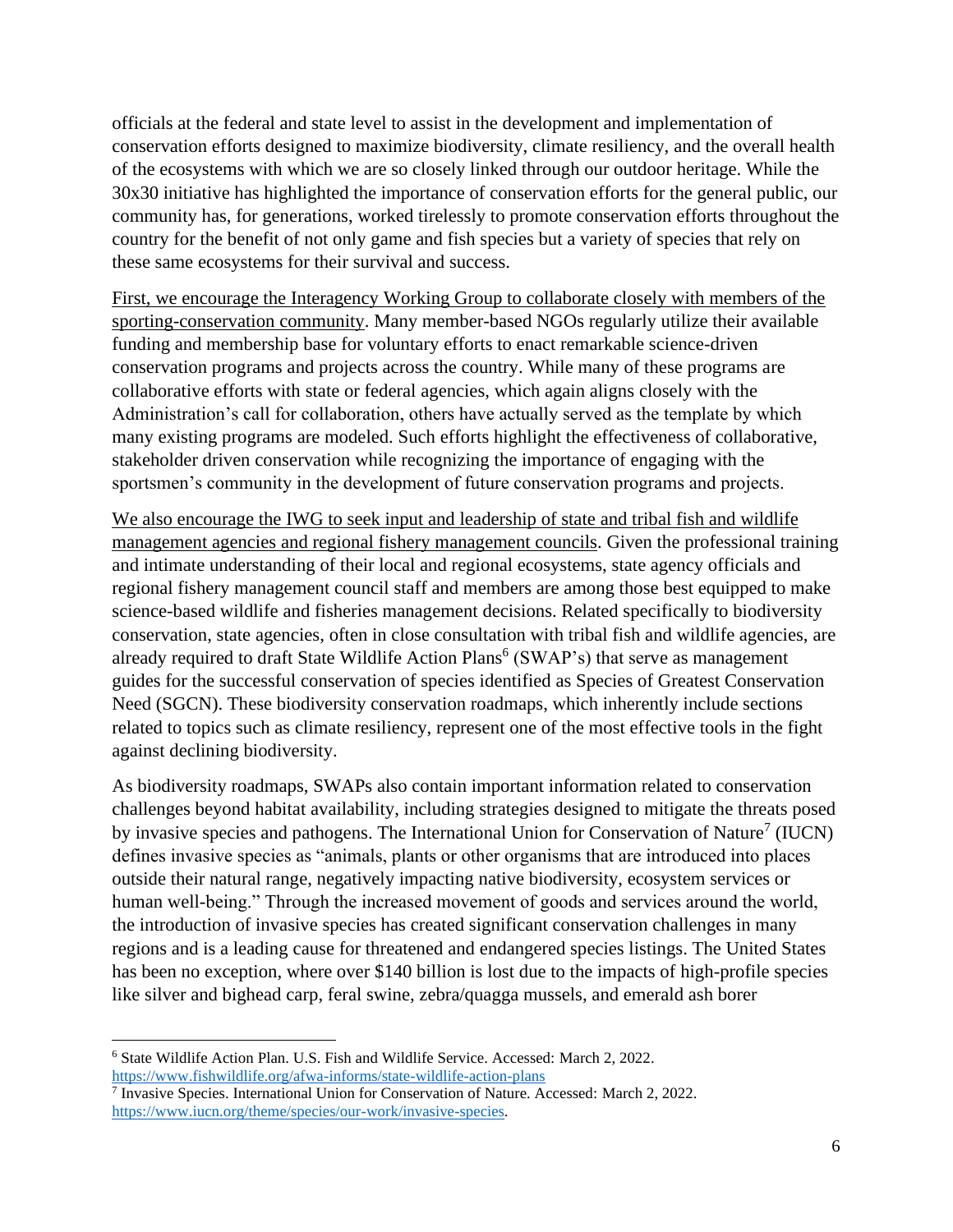officials at the federal and state level to assist in the development and implementation of conservation efforts designed to maximize biodiversity, climate resiliency, and the overall health of the ecosystems with which we are so closely linked through our outdoor heritage. While the 30x30 initiative has highlighted the importance of conservation efforts for the general public, our community has, for generations, worked tirelessly to promote conservation efforts throughout the country for the benefit of not only game and fish species but a variety of species that rely on these same ecosystems for their survival and success.

<u>First, we encourage the Interagency Working Group to collaborate closely with members of the sporting-conservation community</u>. Many member-based NGOs regularly utilize their available funding and membership base for voluntary efforts to enact remarkable science-driven conservation programs and projects across the country. While many of these programs are collaborative efforts with state or federal agencies, which again aligns closely with the Administration's call for collaboration, others have actually served as the template by which many existing programs are modeled. Such efforts highlight the effectiveness of collaborative, stakeholder driven conservation while recognizing the importance of engaging with the sportsmen's community in the development of future conservation programs and projects.

<u>We also encourage the IWG to seek input and leadership of state and tribal fish and wildlife management agencies and regional fishery management councils</u>. Given the professional training and intimate understanding of their local and regional ecosystems, state agency officials and regional fishery management council staff and members are among those best equipped to make science-based wildlife and fisheries management decisions. Related specifically to biodiversity conservation, state agencies, often in close consultation with tribal fish and wildlife agencies, are already required to draft State Wildlife Action Plans[6] (SWAP's) that serve as management guides for the successful conservation of species identified as Species of Greatest Conservation Need (SGCN). These biodiversity conservation roadmaps, which inherently include sections related to topics such as climate resiliency, represent one of the most effective tools in the fight against declining biodiversity.

As biodiversity roadmaps, SWAPs also contain important information related to conservation challenges beyond habitat availability, including strategies designed to mitigate the threats posed by invasive species and pathogens. The International Union for Conservation of Nature[7] (IUCN) defines invasive species as "animals, plants or other organisms that are introduced into places outside their natural range, negatively impacting native biodiversity, ecosystem services or human well-being." Through the increased movement of goods and services around the world, the introduction of invasive species has created significant conservation challenges in many regions and is a leading cause for threatened and endangered species listings. The United States has been no exception, where over $140 billion is lost due to the impacts of high-profile species like silver and bighead carp, feral swine, zebra/quagga mussels, and emerald ash borer

---

[6] State Wildlife Action Plan. U.S. Fish and Wildlife Service. Accessed: March 2, 2022. https://www.fishwildlife.org/afwa-informs/state-wildlife-action-plans

[7] Invasive Species. International Union for Conservation of Nature. Accessed: March 2, 2022. https://www.iucn.org/theme/species/our-work/invasive-species.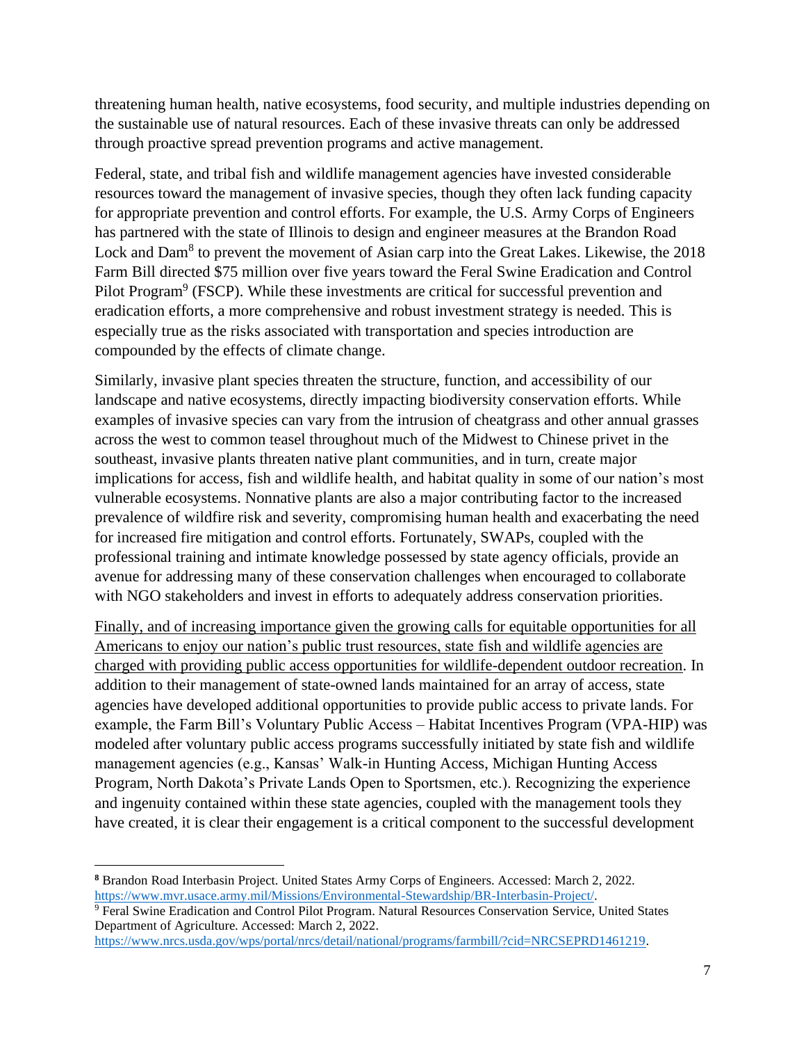threatening human health, native ecosystems, food security, and multiple industries depending on the sustainable use of natural resources. Each of these invasive threats can only be addressed through proactive spread prevention programs and active management.

Federal, state, and tribal fish and wildlife management agencies have invested considerable resources toward the management of invasive species, though they often lack funding capacity for appropriate prevention and control efforts. For example, the U.S. Army Corps of Engineers has partnered with the state of Illinois to design and engineer measures at the Brandon Road Lock and Dam[8] to prevent the movement of Asian carp into the Great Lakes. Likewise, the 2018 Farm Bill directed $75 million over five years toward the Feral Swine Eradication and Control Pilot Program[9] (FSCP). While these investments are critical for successful prevention and eradication efforts, a more comprehensive and robust investment strategy is needed. This is especially true as the risks associated with transportation and species introduction are compounded by the effects of climate change.

Similarly, invasive plant species threaten the structure, function, and accessibility of our landscape and native ecosystems, directly impacting biodiversity conservation efforts. While examples of invasive species can vary from the intrusion of cheatgrass and other annual grasses across the west to common teasel throughout much of the Midwest to Chinese privet in the southeast, invasive plants threaten native plant communities, and in turn, create major implications for access, fish and wildlife health, and habitat quality in some of our nation's most vulnerable ecosystems. Nonnative plants are also a major contributing factor to the increased prevalence of wildfire risk and severity, compromising human health and exacerbating the need for increased fire mitigation and control efforts. Fortunately, SWAPs, coupled with the professional training and intimate knowledge possessed by state agency officials, provide an avenue for addressing many of these conservation challenges when encouraged to collaborate with NGO stakeholders and invest in efforts to adequately address conservation priorities.

<u>Finally, and of increasing importance given the growing calls for equitable opportunities for all Americans to enjoy our nation's public trust resources, state fish and wildlife agencies are charged with providing public access opportunities for wildlife-dependent outdoor recreation</u>. In addition to their management of state-owned lands maintained for an array of access, state agencies have developed additional opportunities to provide public access to private lands. For example, the Farm Bill's Voluntary Public Access – Habitat Incentives Program (VPA-HIP) was modeled after voluntary public access programs successfully initiated by state fish and wildlife management agencies (e.g., Kansas' Walk-in Hunting Access, Michigan Hunting Access Program, North Dakota's Private Lands Open to Sportsmen, etc.). Recognizing the experience and ingenuity contained within these state agencies, coupled with the management tools they have created, it is clear their engagement is a critical component to the successful development

---

[8] Brandon Road Interbasin Project. United States Army Corps of Engineers. Accessed: March 2, 2022. https://www.mvr.usace.army.mil/Missions/Environmental-Stewardship/BR-Interbasin-Project/.

[9] Feral Swine Eradication and Control Pilot Program. Natural Resources Conservation Service, United States Department of Agriculture. Accessed: March 2, 2022. https://www.nrcs.usda.gov/wps/portal/nrcs/detail/national/programs/farmbill/?cid=NRCSEPRD1461219.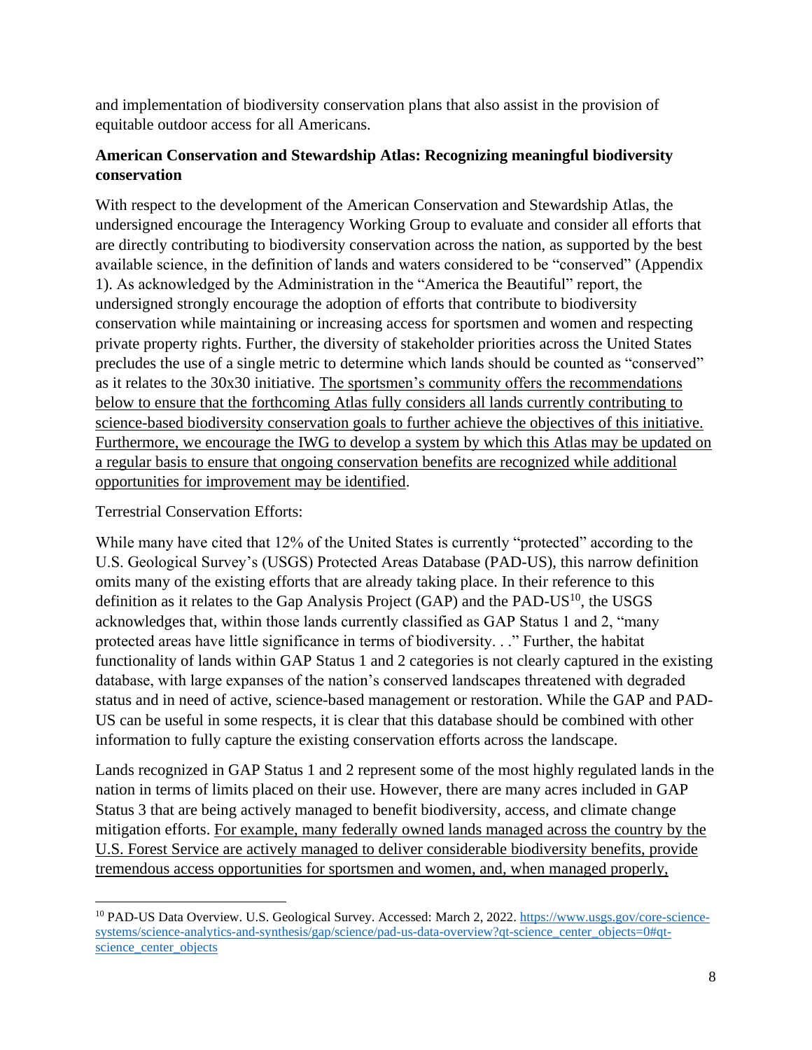and implementation of biodiversity conservation plans that also assist in the provision of equitable outdoor access for all Americans.

**American Conservation and Stewardship Atlas: Recognizing meaningful biodiversity conservation**

With respect to the development of the American Conservation and Stewardship Atlas, the undersigned encourage the Interagency Working Group to evaluate and consider all efforts that are directly contributing to biodiversity conservation across the nation, as supported by the best available science, in the definition of lands and waters considered to be "conserved" (Appendix 1). As acknowledged by the Administration in the "America the Beautiful" report, the undersigned strongly encourage the adoption of efforts that contribute to biodiversity conservation while maintaining or increasing access for sportsmen and women and respecting private property rights. Further, the diversity of stakeholder priorities across the United States precludes the use of a single metric to determine which lands should be counted as "conserved" as it relates to the 30x30 initiative. <u>The sportsmen's community offers the recommendations below to ensure that the forthcoming Atlas fully considers all lands currently contributing to science-based biodiversity conservation goals to further achieve the objectives of this initiative. Furthermore, we encourage the IWG to develop a system by which this Atlas may be updated on a regular basis to ensure that ongoing conservation benefits are recognized while additional opportunities for improvement may be identified</u>.

Terrestrial Conservation Efforts:

While many have cited that 12% of the United States is currently "protected" according to the U.S. Geological Survey's (USGS) Protected Areas Database (PAD-US), this narrow definition omits many of the existing efforts that are already taking place. In their reference to this definition as it relates to the Gap Analysis Project (GAP) and the PAD-US[10], the USGS acknowledges that, within those lands currently classified as GAP Status 1 and 2, "many protected areas have little significance in terms of biodiversity. . ." Further, the habitat functionality of lands within GAP Status 1 and 2 categories is not clearly captured in the existing database, with large expanses of the nation's conserved landscapes threatened with degraded status and in need of active, science-based management or restoration. While the GAP and PAD-US can be useful in some respects, it is clear that this database should be combined with other information to fully capture the existing conservation efforts across the landscape.

Lands recognized in GAP Status 1 and 2 represent some of the most highly regulated lands in the nation in terms of limits placed on their use. However, there are many acres included in GAP Status 3 that are being actively managed to benefit biodiversity, access, and climate change mitigation efforts. <u>For example, many federally owned lands managed across the country by the U.S. Forest Service are actively managed to deliver considerable biodiversity benefits, provide tremendous access opportunities for sportsmen and women, and, when managed properly,</u>

---

[10] PAD-US Data Overview. U.S. Geological Survey. Accessed: March 2, 2022. https://www.usgs.gov/core-science-systems/science-analytics-and-synthesis/gap/science/pad-us-data-overview?qt-science_center_objects=0#qt-science_center_objects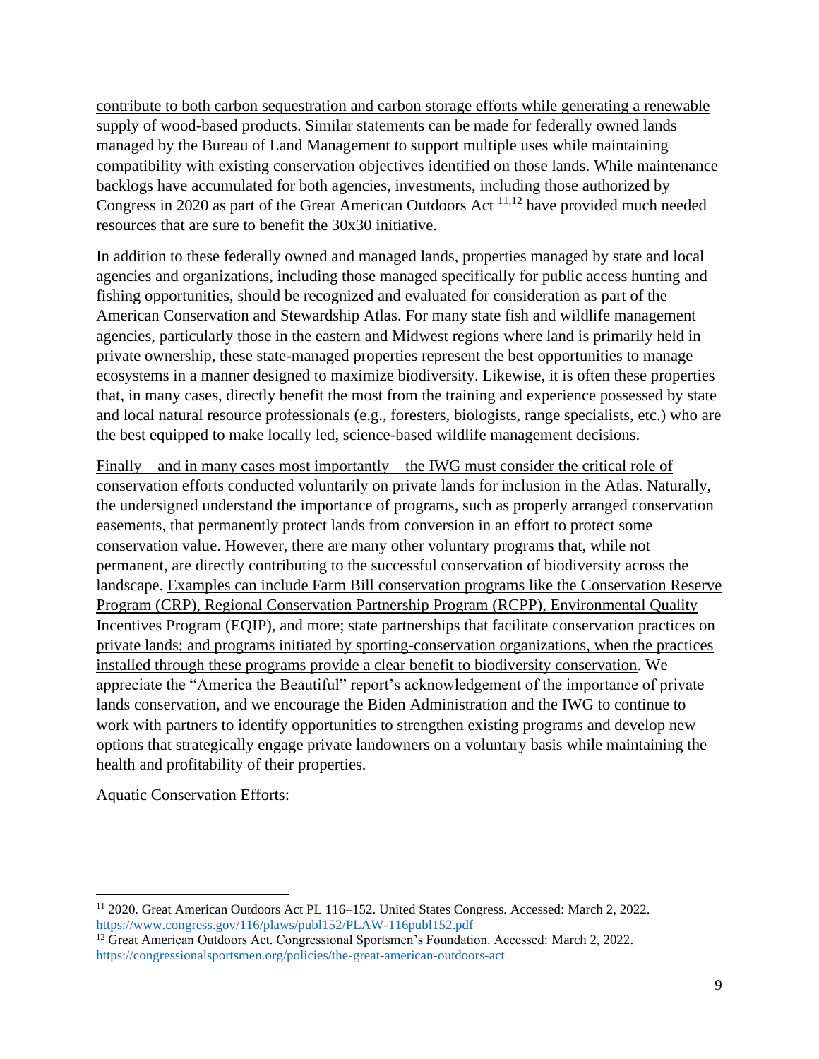contribute to both carbon sequestration and carbon storage efforts while generating a renewable supply of wood-based products. Similar statements can be made for federally owned lands managed by the Bureau of Land Management to support multiple uses while maintaining compatibility with existing conservation objectives identified on those lands. While maintenance backlogs have accumulated for both agencies, investments, including those authorized by Congress in 2020 as part of the Great American Outdoors Act [11,12] have provided much needed resources that are sure to benefit the 30x30 initiative.

In addition to these federally owned and managed lands, properties managed by state and local agencies and organizations, including those managed specifically for public access hunting and fishing opportunities, should be recognized and evaluated for consideration as part of the American Conservation and Stewardship Atlas. For many state fish and wildlife management agencies, particularly those in the eastern and Midwest regions where land is primarily held in private ownership, these state-managed properties represent the best opportunities to manage ecosystems in a manner designed to maximize biodiversity. Likewise, it is often these properties that, in many cases, directly benefit the most from the training and experience possessed by state and local natural resource professionals (e.g., foresters, biologists, range specialists, etc.) who are the best equipped to make locally led, science-based wildlife management decisions.

Finally – and in many cases most importantly – the IWG must consider the critical role of conservation efforts conducted voluntarily on private lands for inclusion in the Atlas. Naturally, the undersigned understand the importance of programs, such as properly arranged conservation easements, that permanently protect lands from conversion in an effort to protect some conservation value. However, there are many other voluntary programs that, while not permanent, are directly contributing to the successful conservation of biodiversity across the landscape. Examples can include Farm Bill conservation programs like the Conservation Reserve Program (CRP), Regional Conservation Partnership Program (RCPP), Environmental Quality Incentives Program (EQIP), and more; state partnerships that facilitate conservation practices on private lands; and programs initiated by sporting-conservation organizations, when the practices installed through these programs provide a clear benefit to biodiversity conservation. We appreciate the "America the Beautiful" report's acknowledgement of the importance of private lands conservation, and we encourage the Biden Administration and the IWG to continue to work with partners to identify opportunities to strengthen existing programs and develop new options that strategically engage private landowners on a voluntary basis while maintaining the health and profitability of their properties.

Aquatic Conservation Efforts:

---

[11] 2020. Great American Outdoors Act PL 116–152. United States Congress. Accessed: March 2, 2022. https://www.congress.gov/116/plaws/publ152/PLAW-116publ152.pdf

[12] Great American Outdoors Act. Congressional Sportsmen's Foundation. Accessed: March 2, 2022. https://congressionalsportsmen.org/policies/the-great-american-outdoors-act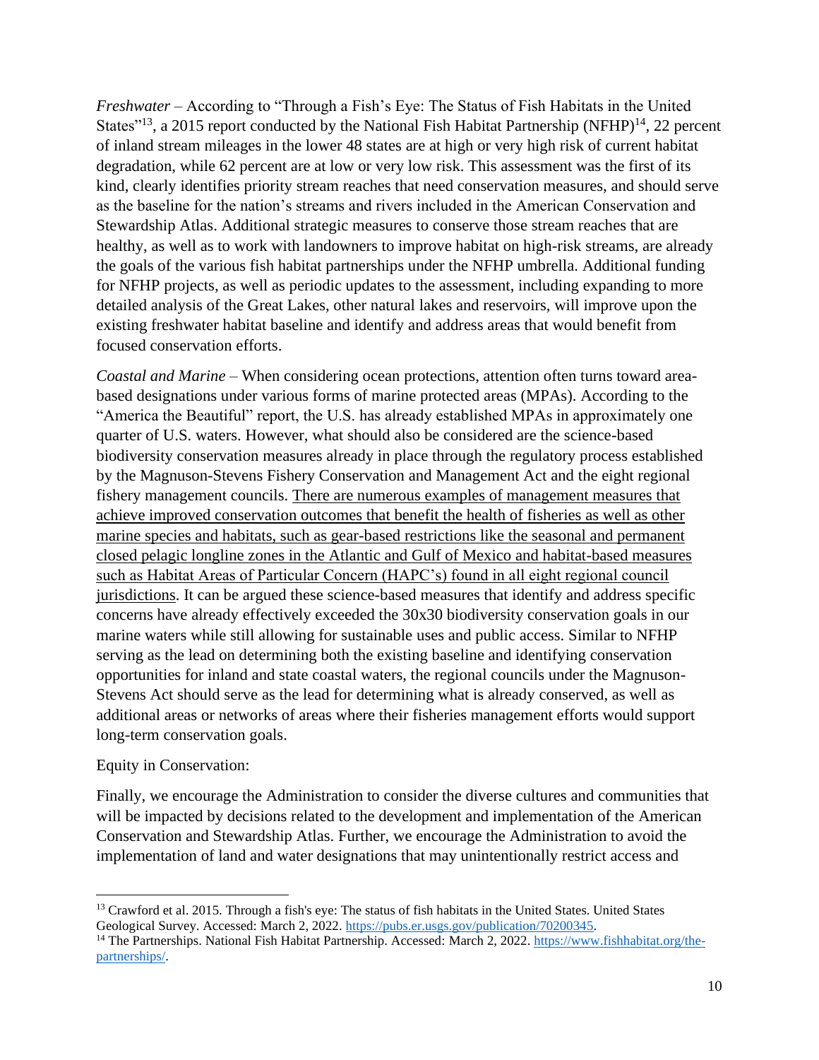*Freshwater* – According to "Through a Fish's Eye: The Status of Fish Habitats in the United States"[13], a 2015 report conducted by the National Fish Habitat Partnership (NFHP)[14], 22 percent of inland stream mileages in the lower 48 states are at high or very high risk of current habitat degradation, while 62 percent are at low or very low risk. This assessment was the first of its kind, clearly identifies priority stream reaches that need conservation measures, and should serve as the baseline for the nation's streams and rivers included in the American Conservation and Stewardship Atlas. Additional strategic measures to conserve those stream reaches that are healthy, as well as to work with landowners to improve habitat on high-risk streams, are already the goals of the various fish habitat partnerships under the NFHP umbrella. Additional funding for NFHP projects, as well as periodic updates to the assessment, including expanding to more detailed analysis of the Great Lakes, other natural lakes and reservoirs, will improve upon the existing freshwater habitat baseline and identify and address areas that would benefit from focused conservation efforts.

*Coastal and Marine* – When considering ocean protections, attention often turns toward area-based designations under various forms of marine protected areas (MPAs). According to the "America the Beautiful" report, the U.S. has already established MPAs in approximately one quarter of U.S. waters. However, what should also be considered are the science-based biodiversity conservation measures already in place through the regulatory process established by the Magnuson-Stevens Fishery Conservation and Management Act and the eight regional fishery management councils. <u>There are numerous examples of management measures that achieve improved conservation outcomes that benefit the health of fisheries as well as other marine species and habitats, such as gear-based restrictions like the seasonal and permanent closed pelagic longline zones in the Atlantic and Gulf of Mexico and habitat-based measures such as Habitat Areas of Particular Concern (HAPC's) found in all eight regional council jurisdictions</u>. It can be argued these science-based measures that identify and address specific concerns have already effectively exceeded the 30x30 biodiversity conservation goals in our marine waters while still allowing for sustainable uses and public access. Similar to NFHP serving as the lead on determining both the existing baseline and identifying conservation opportunities for inland and state coastal waters, the regional councils under the Magnuson-Stevens Act should serve as the lead for determining what is already conserved, as well as additional areas or networks of areas where their fisheries management efforts would support long-term conservation goals.

Equity in Conservation:

Finally, we encourage the Administration to consider the diverse cultures and communities that will be impacted by decisions related to the development and implementation of the American Conservation and Stewardship Atlas. Further, we encourage the Administration to avoid the implementation of land and water designations that may unintentionally restrict access and

---

[13] Crawford et al. 2015. Through a fish's eye: The status of fish habitats in the United States. United States Geological Survey. Accessed: March 2, 2022. https://pubs.er.usgs.gov/publication/70200345.

[14] The Partnerships. National Fish Habitat Partnership. Accessed: March 2, 2022. https://www.fishhabitat.org/the-partnerships/.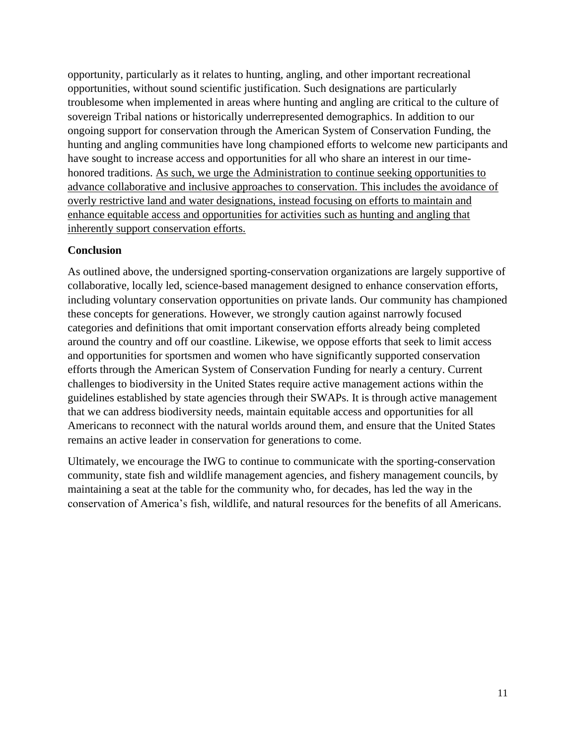opportunity, particularly as it relates to hunting, angling, and other important recreational opportunities, without sound scientific justification. Such designations are particularly troublesome when implemented in areas where hunting and angling are critical to the culture of sovereign Tribal nations or historically underrepresented demographics. In addition to our ongoing support for conservation through the American System of Conservation Funding, the hunting and angling communities have long championed efforts to welcome new participants and have sought to increase access and opportunities for all who share an interest in our time-honored traditions. <u>As such, we urge the Administration to continue seeking opportunities to advance collaborative and inclusive approaches to conservation. This includes the avoidance of overly restrictive land and water designations, instead focusing on efforts to maintain and enhance equitable access and opportunities for activities such as hunting and angling that inherently support conservation efforts.</u>

**Conclusion**

As outlined above, the undersigned sporting-conservation organizations are largely supportive of collaborative, locally led, science-based management designed to enhance conservation efforts, including voluntary conservation opportunities on private lands. Our community has championed these concepts for generations. However, we strongly caution against narrowly focused categories and definitions that omit important conservation efforts already being completed around the country and off our coastline. Likewise, we oppose efforts that seek to limit access and opportunities for sportsmen and women who have significantly supported conservation efforts through the American System of Conservation Funding for nearly a century. Current challenges to biodiversity in the United States require active management actions within the guidelines established by state agencies through their SWAPs. It is through active management that we can address biodiversity needs, maintain equitable access and opportunities for all Americans to reconnect with the natural worlds around them, and ensure that the United States remains an active leader in conservation for generations to come.

Ultimately, we encourage the IWG to continue to communicate with the sporting-conservation community, state fish and wildlife management agencies, and fishery management councils, by maintaining a seat at the table for the community who, for decades, has led the way in the conservation of America's fish, wildlife, and natural resources for the benefits of all Americans.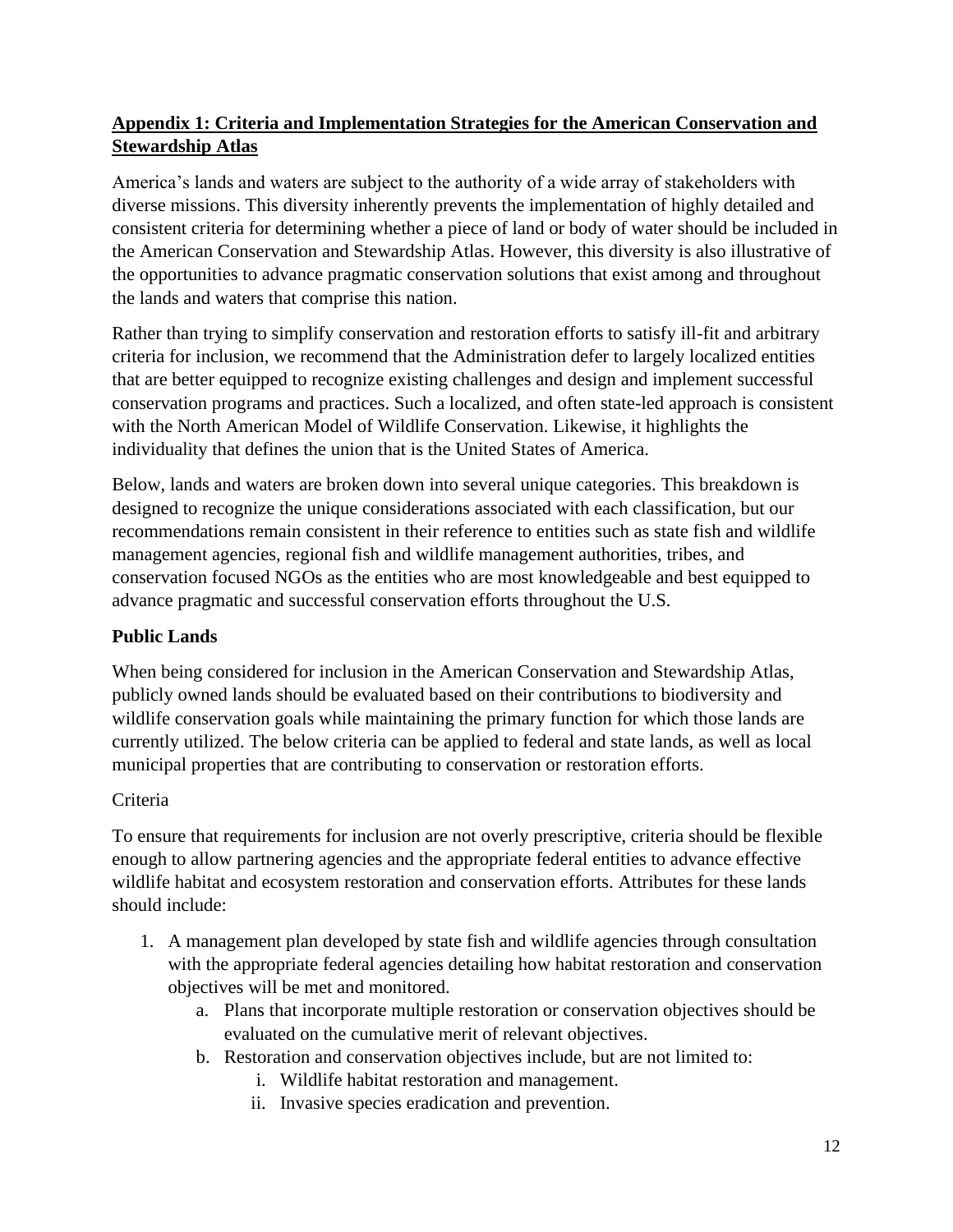## Appendix 1: Criteria and Implementation Strategies for the American Conservation and Stewardship Atlas

America's lands and waters are subject to the authority of a wide array of stakeholders with diverse missions. This diversity inherently prevents the implementation of highly detailed and consistent criteria for determining whether a piece of land or body of water should be included in the American Conservation and Stewardship Atlas. However, this diversity is also illustrative of the opportunities to advance pragmatic conservation solutions that exist among and throughout the lands and waters that comprise this nation.

Rather than trying to simplify conservation and restoration efforts to satisfy ill-fit and arbitrary criteria for inclusion, we recommend that the Administration defer to largely localized entities that are better equipped to recognize existing challenges and design and implement successful conservation programs and practices. Such a localized, and often state-led approach is consistent with the North American Model of Wildlife Conservation. Likewise, it highlights the individuality that defines the union that is the United States of America.

Below, lands and waters are broken down into several unique categories. This breakdown is designed to recognize the unique considerations associated with each classification, but our recommendations remain consistent in their reference to entities such as state fish and wildlife management agencies, regional fish and wildlife management authorities, tribes, and conservation focused NGOs as the entities who are most knowledgeable and best equipped to advance pragmatic and successful conservation efforts throughout the U.S.

### Public Lands

When being considered for inclusion in the American Conservation and Stewardship Atlas, publicly owned lands should be evaluated based on their contributions to biodiversity and wildlife conservation goals while maintaining the primary function for which those lands are currently utilized. The below criteria can be applied to federal and state lands, as well as local municipal properties that are contributing to conservation or restoration efforts.

Criteria

To ensure that requirements for inclusion are not overly prescriptive, criteria should be flexible enough to allow partnering agencies and the appropriate federal entities to advance effective wildlife habitat and ecosystem restoration and conservation efforts. Attributes for these lands should include:

1. A management plan developed by state fish and wildlife agencies through consultation with the appropriate federal agencies detailing how habitat restoration and conservation objectives will be met and monitored.
    a. Plans that incorporate multiple restoration or conservation objectives should be evaluated on the cumulative merit of relevant objectives.
    b. Restoration and conservation objectives include, but are not limited to:
        i. Wildlife habitat restoration and management.
        ii. Invasive species eradication and prevention.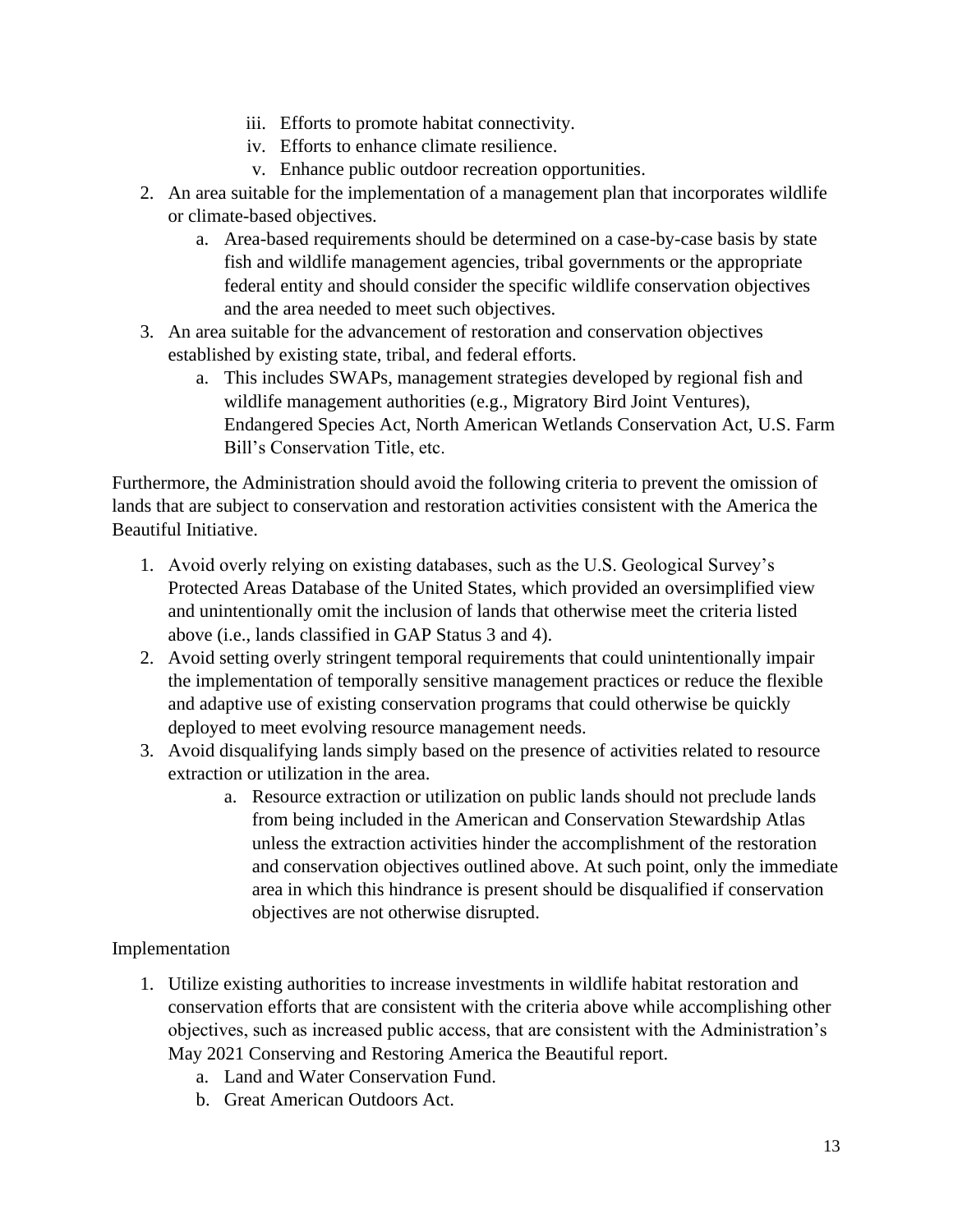iii. Efforts to promote habitat connectivity.
   iv. Efforts to enhance climate resilience.
   v. Enhance public outdoor recreation opportunities.
2. An area suitable for the implementation of a management plan that incorporates wildlife or climate-based objectives.
   a. Area-based requirements should be determined on a case-by-case basis by state fish and wildlife management agencies, tribal governments or the appropriate federal entity and should consider the specific wildlife conservation objectives and the area needed to meet such objectives.
3. An area suitable for the advancement of restoration and conservation objectives established by existing state, tribal, and federal efforts.
   a. This includes SWAPs, management strategies developed by regional fish and wildlife management authorities (e.g., Migratory Bird Joint Ventures), Endangered Species Act, North American Wetlands Conservation Act, U.S. Farm Bill's Conservation Title, etc.

Furthermore, the Administration should avoid the following criteria to prevent the omission of lands that are subject to conservation and restoration activities consistent with the America the Beautiful Initiative.

1. Avoid overly relying on existing databases, such as the U.S. Geological Survey's Protected Areas Database of the United States, which provided an oversimplified view and unintentionally omit the inclusion of lands that otherwise meet the criteria listed above (i.e., lands classified in GAP Status 3 and 4).
2. Avoid setting overly stringent temporal requirements that could unintentionally impair the implementation of temporally sensitive management practices or reduce the flexible and adaptive use of existing conservation programs that could otherwise be quickly deployed to meet evolving resource management needs.
3. Avoid disqualifying lands simply based on the presence of activities related to resource extraction or utilization in the area.
   a. Resource extraction or utilization on public lands should not preclude lands from being included in the American and Conservation Stewardship Atlas unless the extraction activities hinder the accomplishment of the restoration and conservation objectives outlined above. At such point, only the immediate area in which this hindrance is present should be disqualified if conservation objectives are not otherwise disrupted.

Implementation

1. Utilize existing authorities to increase investments in wildlife habitat restoration and conservation efforts that are consistent with the criteria above while accomplishing other objectives, such as increased public access, that are consistent with the Administration's May 2021 Conserving and Restoring America the Beautiful report.
   a. Land and Water Conservation Fund.
   b. Great American Outdoors Act.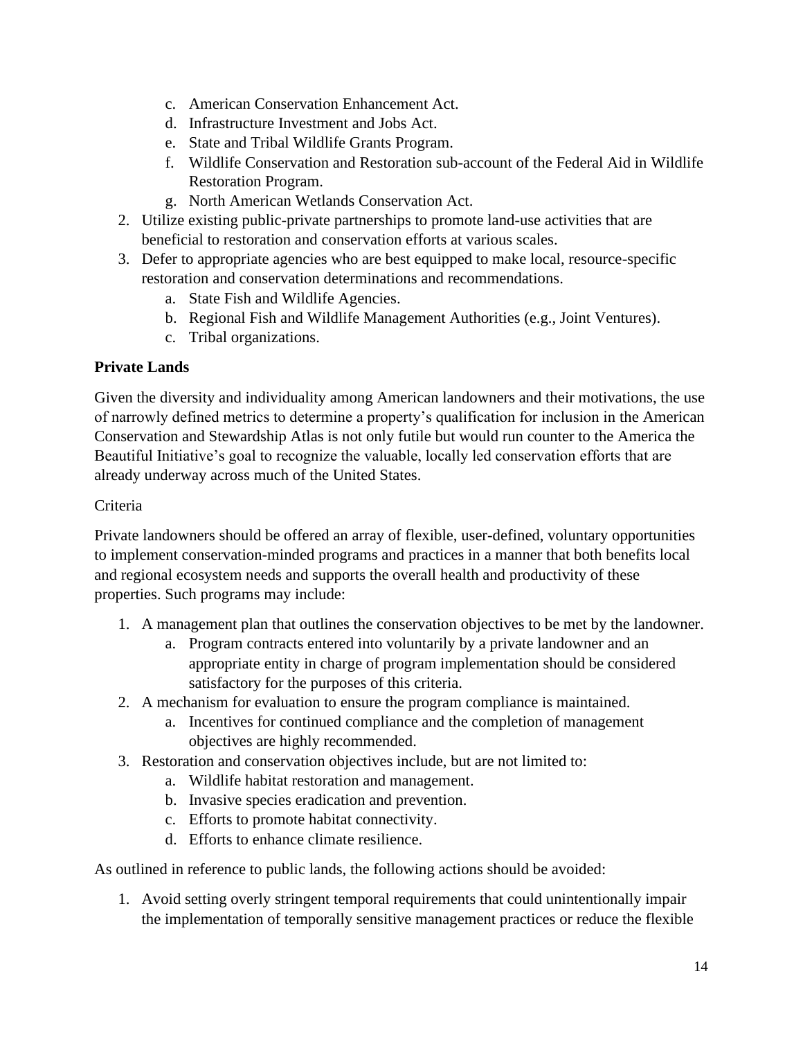c. American Conservation Enhancement Act.
   d. Infrastructure Investment and Jobs Act.
   e. State and Tribal Wildlife Grants Program.
   f. Wildlife Conservation and Restoration sub-account of the Federal Aid in Wildlife Restoration Program.
   g. North American Wetlands Conservation Act.
2. Utilize existing public-private partnerships to promote land-use activities that are beneficial to restoration and conservation efforts at various scales.
3. Defer to appropriate agencies who are best equipped to make local, resource-specific restoration and conservation determinations and recommendations.
   a. State Fish and Wildlife Agencies.
   b. Regional Fish and Wildlife Management Authorities (e.g., Joint Ventures).
   c. Tribal organizations.

**Private Lands**

Given the diversity and individuality among American landowners and their motivations, the use of narrowly defined metrics to determine a property's qualification for inclusion in the American Conservation and Stewardship Atlas is not only futile but would run counter to the America the Beautiful Initiative's goal to recognize the valuable, locally led conservation efforts that are already underway across much of the United States.

Criteria

Private landowners should be offered an array of flexible, user-defined, voluntary opportunities to implement conservation-minded programs and practices in a manner that both benefits local and regional ecosystem needs and supports the overall health and productivity of these properties. Such programs may include:

1. A management plan that outlines the conservation objectives to be met by the landowner.
   a. Program contracts entered into voluntarily by a private landowner and an appropriate entity in charge of program implementation should be considered satisfactory for the purposes of this criteria.
2. A mechanism for evaluation to ensure the program compliance is maintained.
   a. Incentives for continued compliance and the completion of management objectives are highly recommended.
3. Restoration and conservation objectives include, but are not limited to:
   a. Wildlife habitat restoration and management.
   b. Invasive species eradication and prevention.
   c. Efforts to promote habitat connectivity.
   d. Efforts to enhance climate resilience.

As outlined in reference to public lands, the following actions should be avoided:

1. Avoid setting overly stringent temporal requirements that could unintentionally impair the implementation of temporally sensitive management practices or reduce the flexible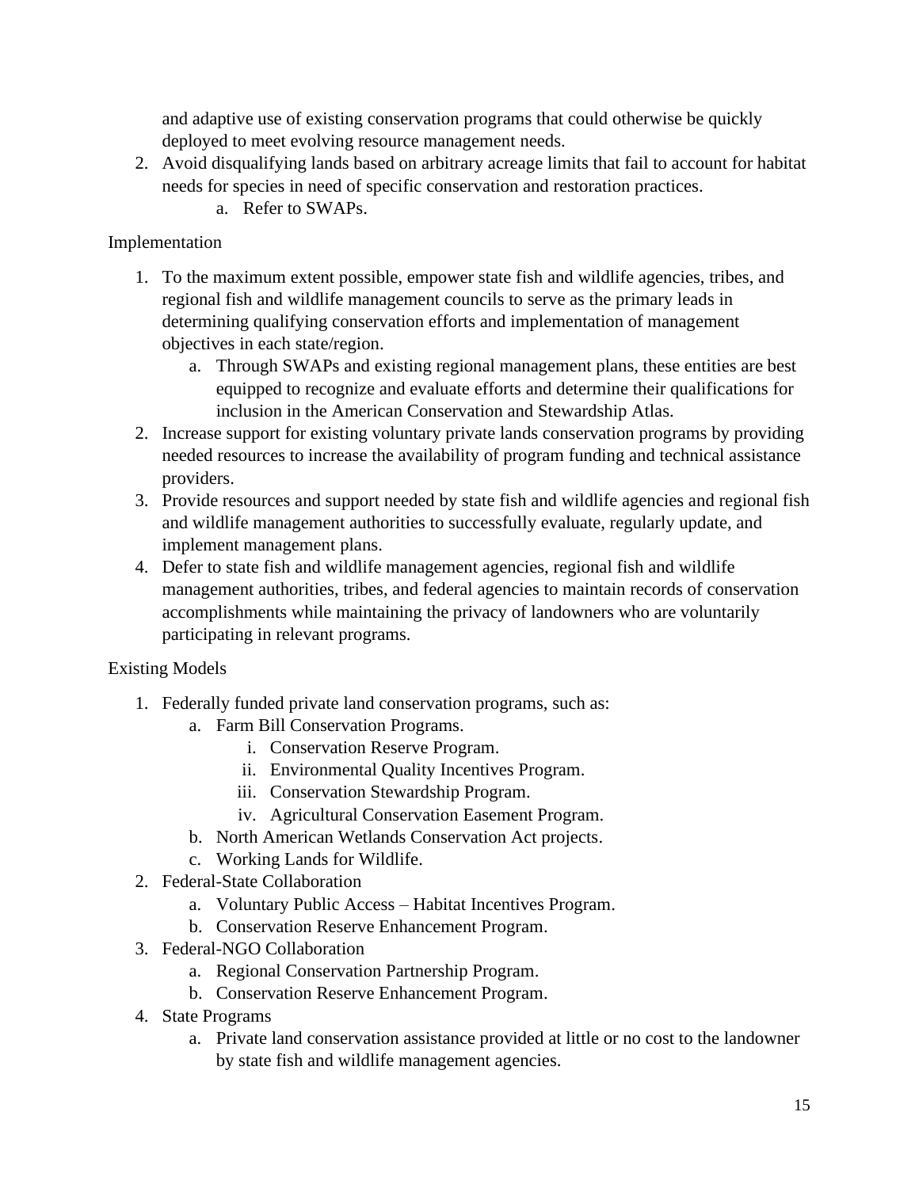and adaptive use of existing conservation programs that could otherwise be quickly deployed to meet evolving resource management needs.

2. Avoid disqualifying lands based on arbitrary acreage limits that fail to account for habitat needs for species in need of specific conservation and restoration practices.
    a. Refer to SWAPs.

Implementation

1. To the maximum extent possible, empower state fish and wildlife agencies, tribes, and regional fish and wildlife management councils to serve as the primary leads in determining qualifying conservation efforts and implementation of management objectives in each state/region.
    a. Through SWAPs and existing regional management plans, these entities are best equipped to recognize and evaluate efforts and determine their qualifications for inclusion in the American Conservation and Stewardship Atlas.
2. Increase support for existing voluntary private lands conservation programs by providing needed resources to increase the availability of program funding and technical assistance providers.
3. Provide resources and support needed by state fish and wildlife agencies and regional fish and wildlife management authorities to successfully evaluate, regularly update, and implement management plans.
4. Defer to state fish and wildlife management agencies, regional fish and wildlife management authorities, tribes, and federal agencies to maintain records of conservation accomplishments while maintaining the privacy of landowners who are voluntarily participating in relevant programs.

Existing Models

1. Federally funded private land conservation programs, such as:
    a. Farm Bill Conservation Programs.
        i. Conservation Reserve Program.
        ii. Environmental Quality Incentives Program.
        iii. Conservation Stewardship Program.
        iv. Agricultural Conservation Easement Program.
    b. North American Wetlands Conservation Act projects.
    c. Working Lands for Wildlife.
2. Federal-State Collaboration
    a. Voluntary Public Access – Habitat Incentives Program.
    b. Conservation Reserve Enhancement Program.
3. Federal-NGO Collaboration
    a. Regional Conservation Partnership Program.
    b. Conservation Reserve Enhancement Program.
4. State Programs
    a. Private land conservation assistance provided at little or no cost to the landowner by state fish and wildlife management agencies.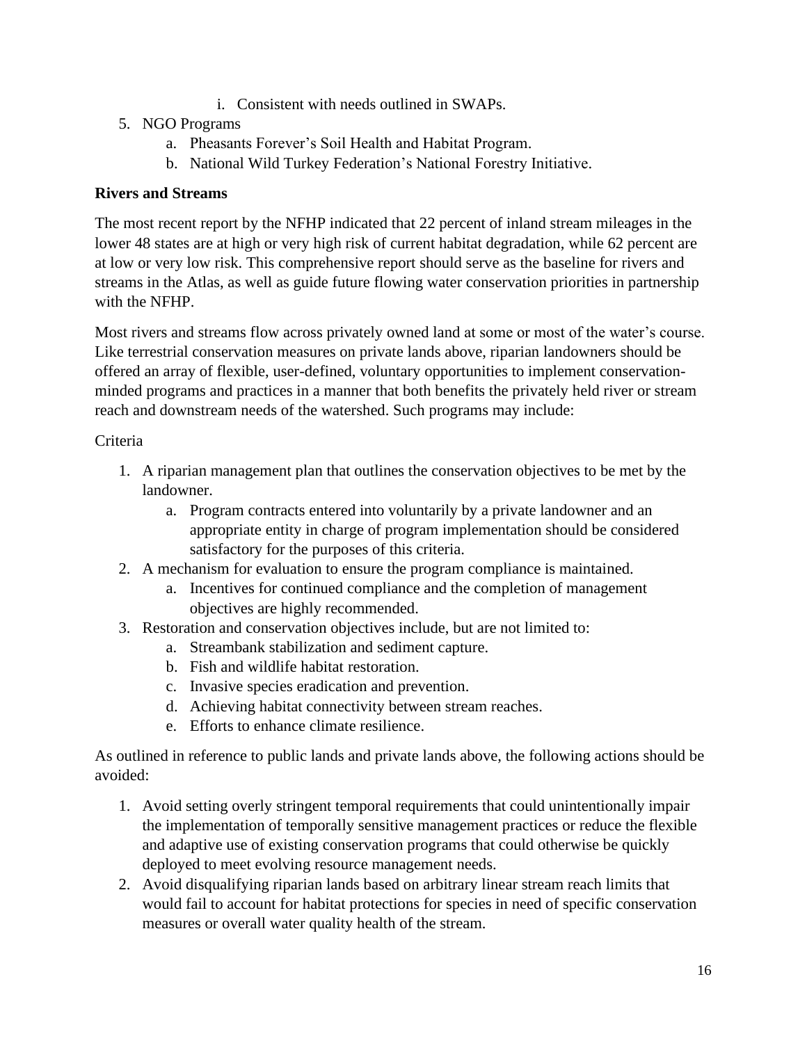i. Consistent with needs outlined in SWAPs.

5. NGO Programs
    a. Pheasants Forever's Soil Health and Habitat Program.
    b. National Wild Turkey Federation's National Forestry Initiative.

**Rivers and Streams**

The most recent report by the NFHP indicated that 22 percent of inland stream mileages in the lower 48 states are at high or very high risk of current habitat degradation, while 62 percent are at low or very low risk. This comprehensive report should serve as the baseline for rivers and streams in the Atlas, as well as guide future flowing water conservation priorities in partnership with the NFHP.

Most rivers and streams flow across privately owned land at some or most of the water's course. Like terrestrial conservation measures on private lands above, riparian landowners should be offered an array of flexible, user-defined, voluntary opportunities to implement conservation-minded programs and practices in a manner that both benefits the privately held river or stream reach and downstream needs of the watershed. Such programs may include:

Criteria

1. A riparian management plan that outlines the conservation objectives to be met by the landowner.
    a. Program contracts entered into voluntarily by a private landowner and an appropriate entity in charge of program implementation should be considered satisfactory for the purposes of this criteria.
2. A mechanism for evaluation to ensure the program compliance is maintained.
    a. Incentives for continued compliance and the completion of management objectives are highly recommended.
3. Restoration and conservation objectives include, but are not limited to:
    a. Streambank stabilization and sediment capture.
    b. Fish and wildlife habitat restoration.
    c. Invasive species eradication and prevention.
    d. Achieving habitat connectivity between stream reaches.
    e. Efforts to enhance climate resilience.

As outlined in reference to public lands and private lands above, the following actions should be avoided:

1. Avoid setting overly stringent temporal requirements that could unintentionally impair the implementation of temporally sensitive management practices or reduce the flexible and adaptive use of existing conservation programs that could otherwise be quickly deployed to meet evolving resource management needs.
2. Avoid disqualifying riparian lands based on arbitrary linear stream reach limits that would fail to account for habitat protections for species in need of specific conservation measures or overall water quality health of the stream.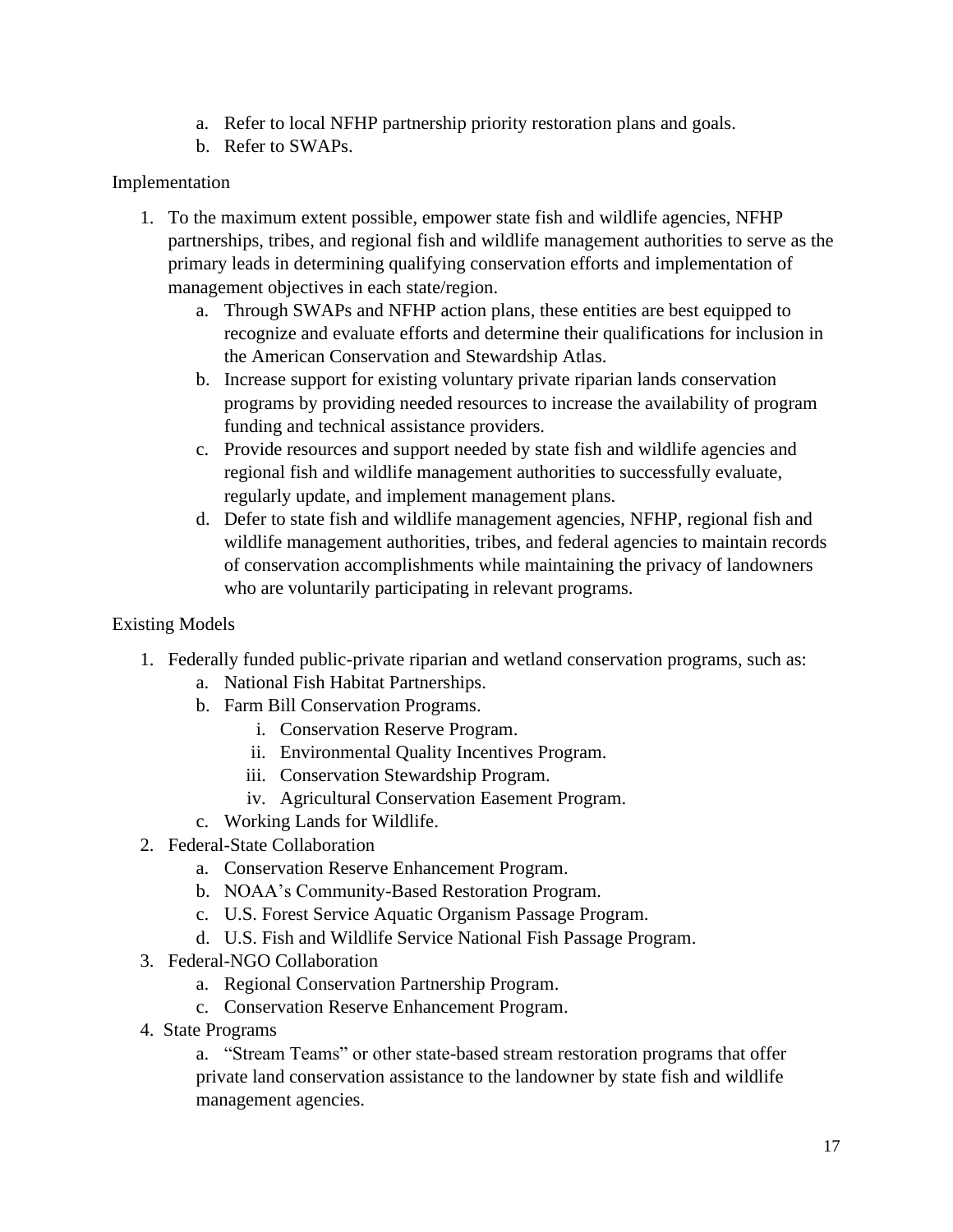a. Refer to local NFHP partnership priority restoration plans and goals.
   b. Refer to SWAPs.

Implementation

1. To the maximum extent possible, empower state fish and wildlife agencies, NFHP partnerships, tribes, and regional fish and wildlife management authorities to serve as the primary leads in determining qualifying conservation efforts and implementation of management objectives in each state/region.
   a. Through SWAPs and NFHP action plans, these entities are best equipped to recognize and evaluate efforts and determine their qualifications for inclusion in the American Conservation and Stewardship Atlas.
   b. Increase support for existing voluntary private riparian lands conservation programs by providing needed resources to increase the availability of program funding and technical assistance providers.
   c. Provide resources and support needed by state fish and wildlife agencies and regional fish and wildlife management authorities to successfully evaluate, regularly update, and implement management plans.
   d. Defer to state fish and wildlife management agencies, NFHP, regional fish and wildlife management authorities, tribes, and federal agencies to maintain records of conservation accomplishments while maintaining the privacy of landowners who are voluntarily participating in relevant programs.

Existing Models

1. Federally funded public-private riparian and wetland conservation programs, such as:
   a. National Fish Habitat Partnerships.
   b. Farm Bill Conservation Programs.
      i. Conservation Reserve Program.
      ii. Environmental Quality Incentives Program.
      iii. Conservation Stewardship Program.
      iv. Agricultural Conservation Easement Program.
   c. Working Lands for Wildlife.
2. Federal-State Collaboration
   a. Conservation Reserve Enhancement Program.
   b. NOAA's Community-Based Restoration Program.
   c. U.S. Forest Service Aquatic Organism Passage Program.
   d. U.S. Fish and Wildlife Service National Fish Passage Program.
3. Federal-NGO Collaboration
   a. Regional Conservation Partnership Program.
   c. Conservation Reserve Enhancement Program.
4. State Programs
   a. "Stream Teams" or other state-based stream restoration programs that offer private land conservation assistance to the landowner by state fish and wildlife management agencies.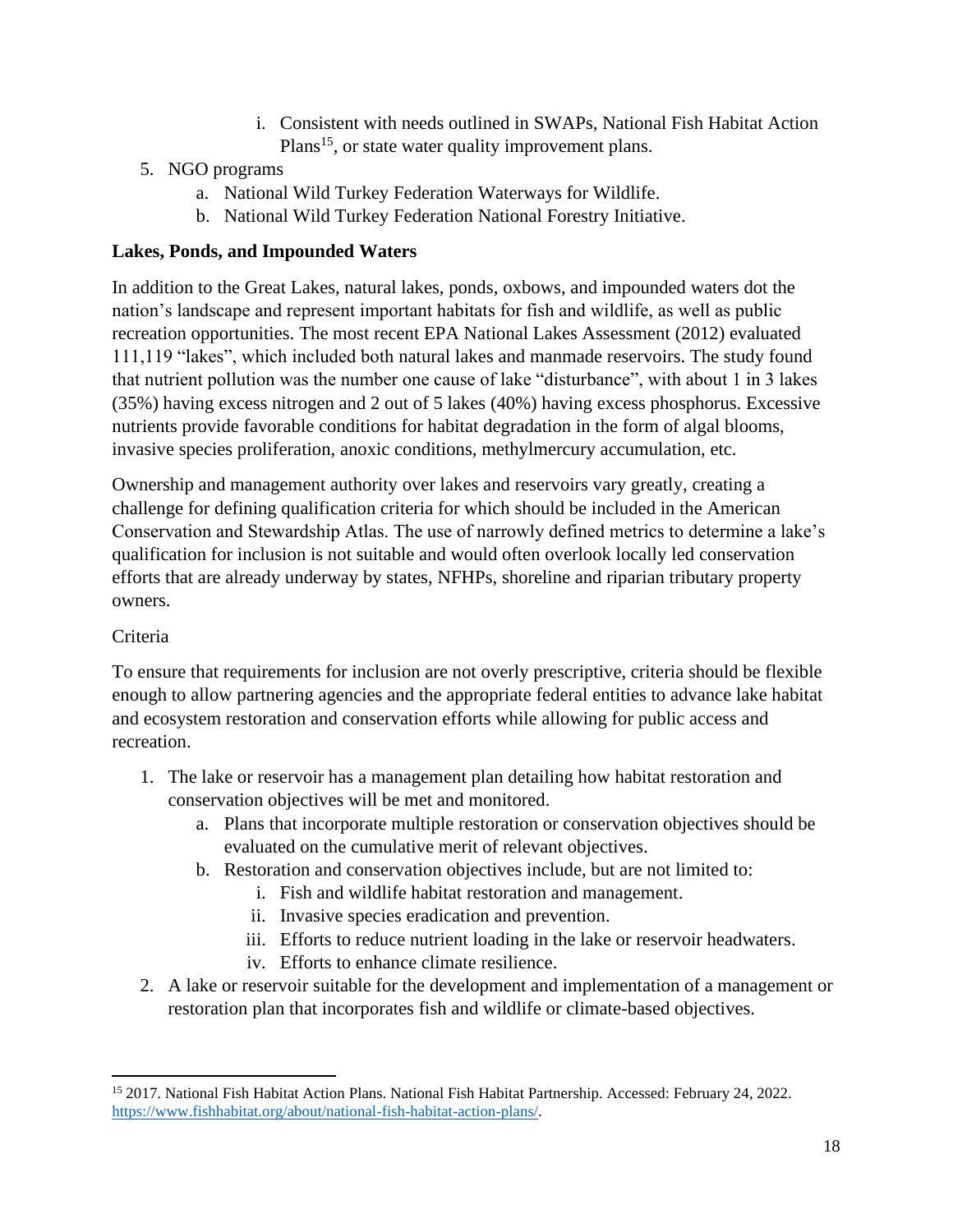i. Consistent with needs outlined in SWAPs, National Fish Habitat Action Plans[15], or state water quality improvement plans.

5. NGO programs
    a. National Wild Turkey Federation Waterways for Wildlife.
    b. National Wild Turkey Federation National Forestry Initiative.

**Lakes, Ponds, and Impounded Waters**

In addition to the Great Lakes, natural lakes, ponds, oxbows, and impounded waters dot the nation's landscape and represent important habitats for fish and wildlife, as well as public recreation opportunities. The most recent EPA National Lakes Assessment (2012) evaluated 111,119 "lakes", which included both natural lakes and manmade reservoirs. The study found that nutrient pollution was the number one cause of lake "disturbance", with about 1 in 3 lakes (35%) having excess nitrogen and 2 out of 5 lakes (40%) having excess phosphorus. Excessive nutrients provide favorable conditions for habitat degradation in the form of algal blooms, invasive species proliferation, anoxic conditions, methylmercury accumulation, etc.

Ownership and management authority over lakes and reservoirs vary greatly, creating a challenge for defining qualification criteria for which should be included in the American Conservation and Stewardship Atlas. The use of narrowly defined metrics to determine a lake's qualification for inclusion is not suitable and would often overlook locally led conservation efforts that are already underway by states, NFHPs, shoreline and riparian tributary property owners.

Criteria

To ensure that requirements for inclusion are not overly prescriptive, criteria should be flexible enough to allow partnering agencies and the appropriate federal entities to advance lake habitat and ecosystem restoration and conservation efforts while allowing for public access and recreation.

1. The lake or reservoir has a management plan detailing how habitat restoration and conservation objectives will be met and monitored.
    a. Plans that incorporate multiple restoration or conservation objectives should be evaluated on the cumulative merit of relevant objectives.
    b. Restoration and conservation objectives include, but are not limited to:
        i. Fish and wildlife habitat restoration and management.
        ii. Invasive species eradication and prevention.
        iii. Efforts to reduce nutrient loading in the lake or reservoir headwaters.
        iv. Efforts to enhance climate resilience.
2. A lake or reservoir suitable for the development and implementation of a management or restoration plan that incorporates fish and wildlife or climate-based objectives.

---

[15] 2017. National Fish Habitat Action Plans. National Fish Habitat Partnership. Accessed: February 24, 2022. https://www.fishhabitat.org/about/national-fish-habitat-action-plans/.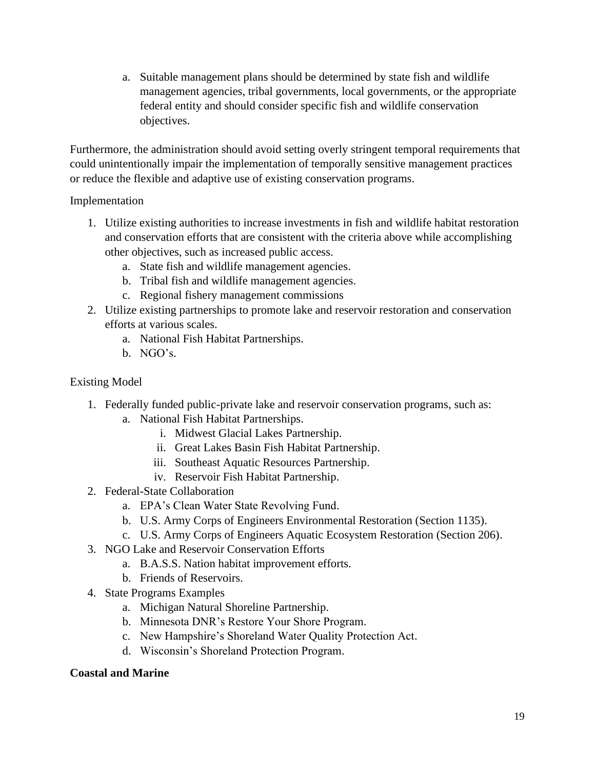a. Suitable management plans should be determined by state fish and wildlife management agencies, tribal governments, local governments, or the appropriate federal entity and should consider specific fish and wildlife conservation objectives.

Furthermore, the administration should avoid setting overly stringent temporal requirements that could unintentionally impair the implementation of temporally sensitive management practices or reduce the flexible and adaptive use of existing conservation programs.

Implementation

1. Utilize existing authorities to increase investments in fish and wildlife habitat restoration and conservation efforts that are consistent with the criteria above while accomplishing other objectives, such as increased public access.
   a. State fish and wildlife management agencies.
   b. Tribal fish and wildlife management agencies.
   c. Regional fishery management commissions
2. Utilize existing partnerships to promote lake and reservoir restoration and conservation efforts at various scales.
   a. National Fish Habitat Partnerships.
   b. NGO's.

Existing Model

1. Federally funded public-private lake and reservoir conservation programs, such as:
   a. National Fish Habitat Partnerships.
      i. Midwest Glacial Lakes Partnership.
      ii. Great Lakes Basin Fish Habitat Partnership.
      iii. Southeast Aquatic Resources Partnership.
      iv. Reservoir Fish Habitat Partnership.
2. Federal-State Collaboration
   a. EPA's Clean Water State Revolving Fund.
   b. U.S. Army Corps of Engineers Environmental Restoration (Section 1135).
   c. U.S. Army Corps of Engineers Aquatic Ecosystem Restoration (Section 206).
3. NGO Lake and Reservoir Conservation Efforts
   a. B.A.S.S. Nation habitat improvement efforts.
   b. Friends of Reservoirs.
4. State Programs Examples
   a. Michigan Natural Shoreline Partnership.
   b. Minnesota DNR's Restore Your Shore Program.
   c. New Hampshire's Shoreland Water Quality Protection Act.
   d. Wisconsin's Shoreland Protection Program.

**Coastal and Marine**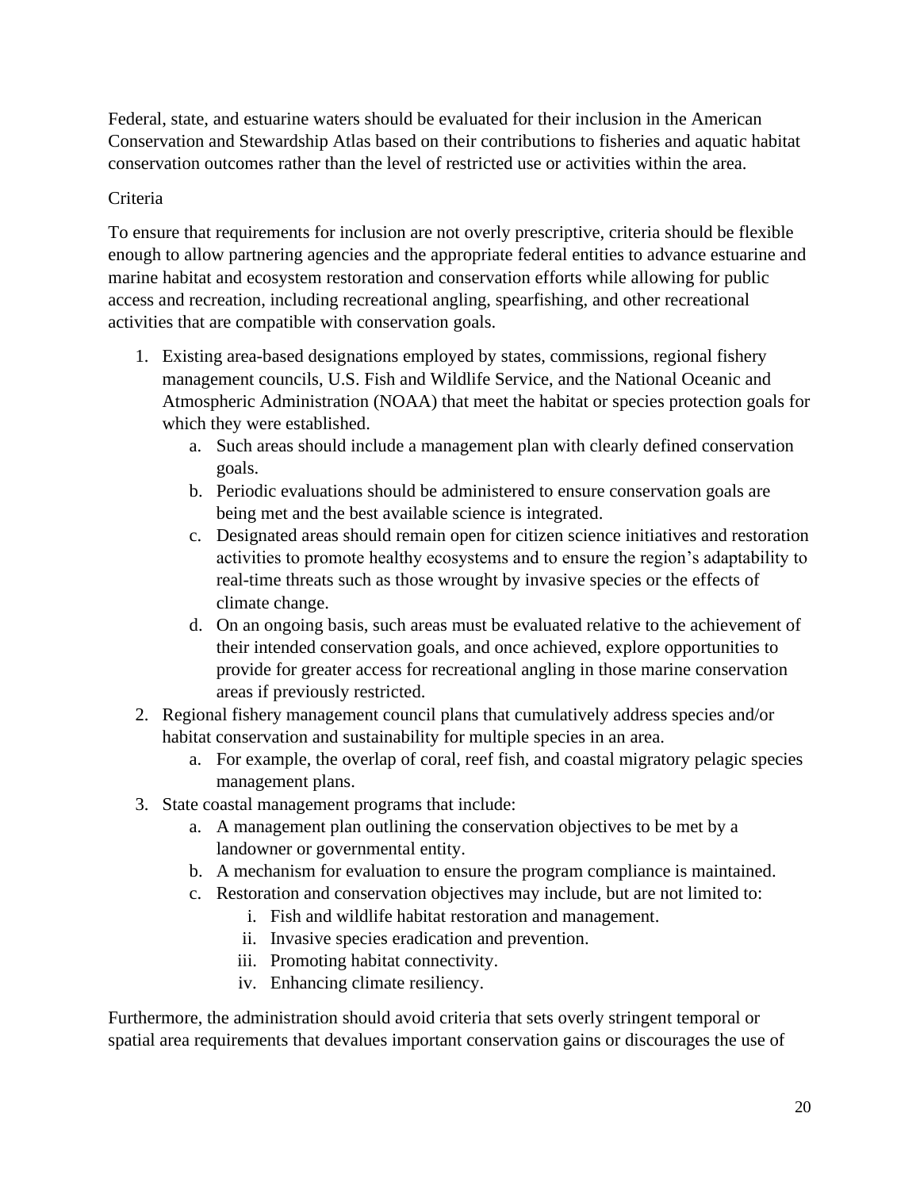Federal, state, and estuarine waters should be evaluated for their inclusion in the American Conservation and Stewardship Atlas based on their contributions to fisheries and aquatic habitat conservation outcomes rather than the level of restricted use or activities within the area.

Criteria

To ensure that requirements for inclusion are not overly prescriptive, criteria should be flexible enough to allow partnering agencies and the appropriate federal entities to advance estuarine and marine habitat and ecosystem restoration and conservation efforts while allowing for public access and recreation, including recreational angling, spearfishing, and other recreational activities that are compatible with conservation goals.

1. Existing area-based designations employed by states, commissions, regional fishery management councils, U.S. Fish and Wildlife Service, and the National Oceanic and Atmospheric Administration (NOAA) that meet the habitat or species protection goals for which they were established.
    a. Such areas should include a management plan with clearly defined conservation goals.
    b. Periodic evaluations should be administered to ensure conservation goals are being met and the best available science is integrated.
    c. Designated areas should remain open for citizen science initiatives and restoration activities to promote healthy ecosystems and to ensure the region's adaptability to real-time threats such as those wrought by invasive species or the effects of climate change.
    d. On an ongoing basis, such areas must be evaluated relative to the achievement of their intended conservation goals, and once achieved, explore opportunities to provide for greater access for recreational angling in those marine conservation areas if previously restricted.
2. Regional fishery management council plans that cumulatively address species and/or habitat conservation and sustainability for multiple species in an area.
    a. For example, the overlap of coral, reef fish, and coastal migratory pelagic species management plans.
3. State coastal management programs that include:
    a. A management plan outlining the conservation objectives to be met by a landowner or governmental entity.
    b. A mechanism for evaluation to ensure the program compliance is maintained.
    c. Restoration and conservation objectives may include, but are not limited to:
        i. Fish and wildlife habitat restoration and management.
        ii. Invasive species eradication and prevention.
        iii. Promoting habitat connectivity.
        iv. Enhancing climate resiliency.

Furthermore, the administration should avoid criteria that sets overly stringent temporal or spatial area requirements that devalues important conservation gains or discourages the use of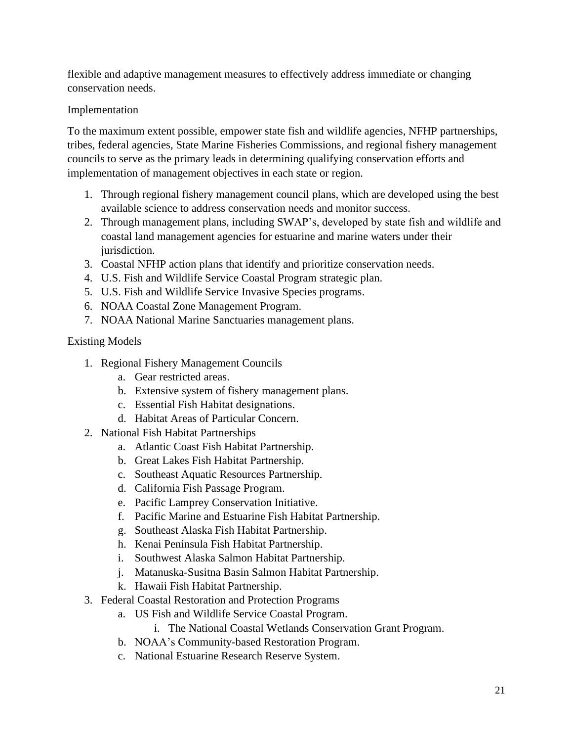flexible and adaptive management measures to effectively address immediate or changing conservation needs.

Implementation

To the maximum extent possible, empower state fish and wildlife agencies, NFHP partnerships, tribes, federal agencies, State Marine Fisheries Commissions, and regional fishery management councils to serve as the primary leads in determining qualifying conservation efforts and implementation of management objectives in each state or region.

1. Through regional fishery management council plans, which are developed using the best available science to address conservation needs and monitor success.
2. Through management plans, including SWAP's, developed by state fish and wildlife and coastal land management agencies for estuarine and marine waters under their jurisdiction.
3. Coastal NFHP action plans that identify and prioritize conservation needs.
4. U.S. Fish and Wildlife Service Coastal Program strategic plan.
5. U.S. Fish and Wildlife Service Invasive Species programs.
6. NOAA Coastal Zone Management Program.
7. NOAA National Marine Sanctuaries management plans.

Existing Models

1. Regional Fishery Management Councils
   a. Gear restricted areas.
   b. Extensive system of fishery management plans.
   c. Essential Fish Habitat designations.
   d. Habitat Areas of Particular Concern.
2. National Fish Habitat Partnerships
   a. Atlantic Coast Fish Habitat Partnership.
   b. Great Lakes Fish Habitat Partnership.
   c. Southeast Aquatic Resources Partnership.
   d. California Fish Passage Program.
   e. Pacific Lamprey Conservation Initiative.
   f. Pacific Marine and Estuarine Fish Habitat Partnership.
   g. Southeast Alaska Fish Habitat Partnership.
   h. Kenai Peninsula Fish Habitat Partnership.
   i. Southwest Alaska Salmon Habitat Partnership.
   j. Matanuska-Susitna Basin Salmon Habitat Partnership.
   k. Hawaii Fish Habitat Partnership.
3. Federal Coastal Restoration and Protection Programs
   a. US Fish and Wildlife Service Coastal Program.
      i. The National Coastal Wetlands Conservation Grant Program.
   b. NOAA's Community-based Restoration Program.
   c. National Estuarine Research Reserve System.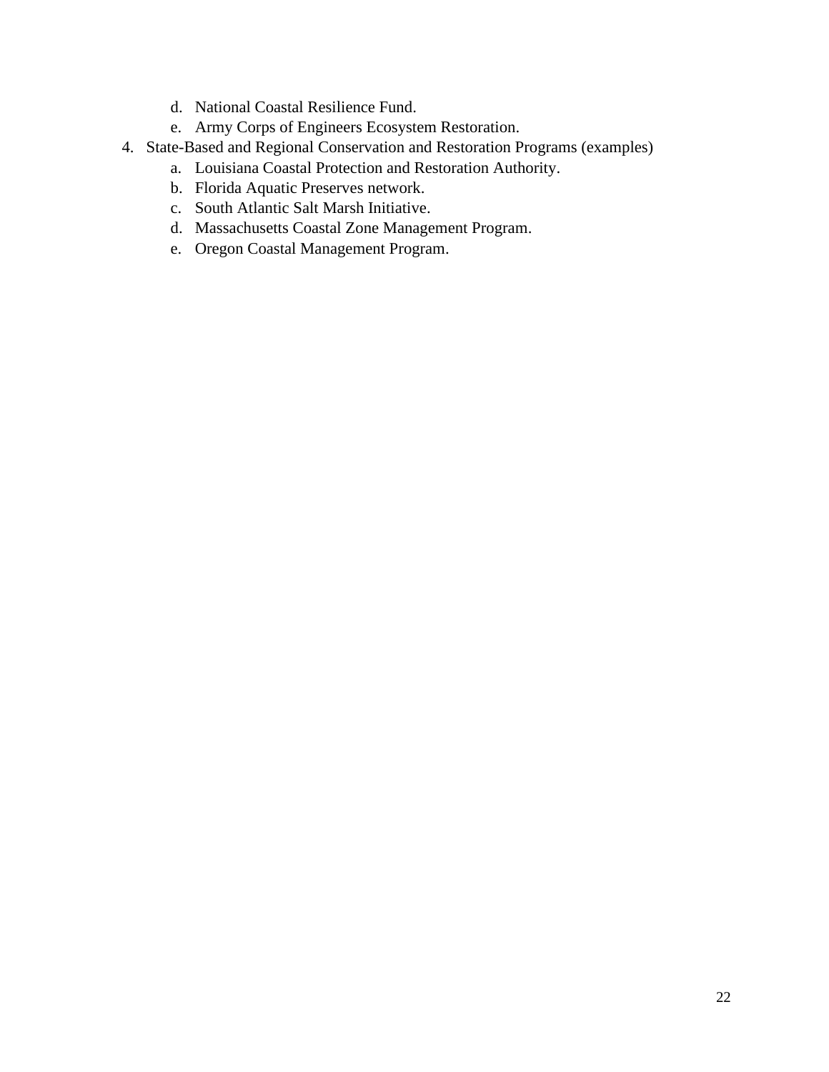d. National Coastal Resilience Fund.
   e. Army Corps of Engineers Ecosystem Restoration.
4. State-Based and Regional Conservation and Restoration Programs (examples)
   a. Louisiana Coastal Protection and Restoration Authority.
   b. Florida Aquatic Preserves network.
   c. South Atlantic Salt Marsh Initiative.
   d. Massachusetts Coastal Zone Management Program.
   e. Oregon Coastal Management Program.